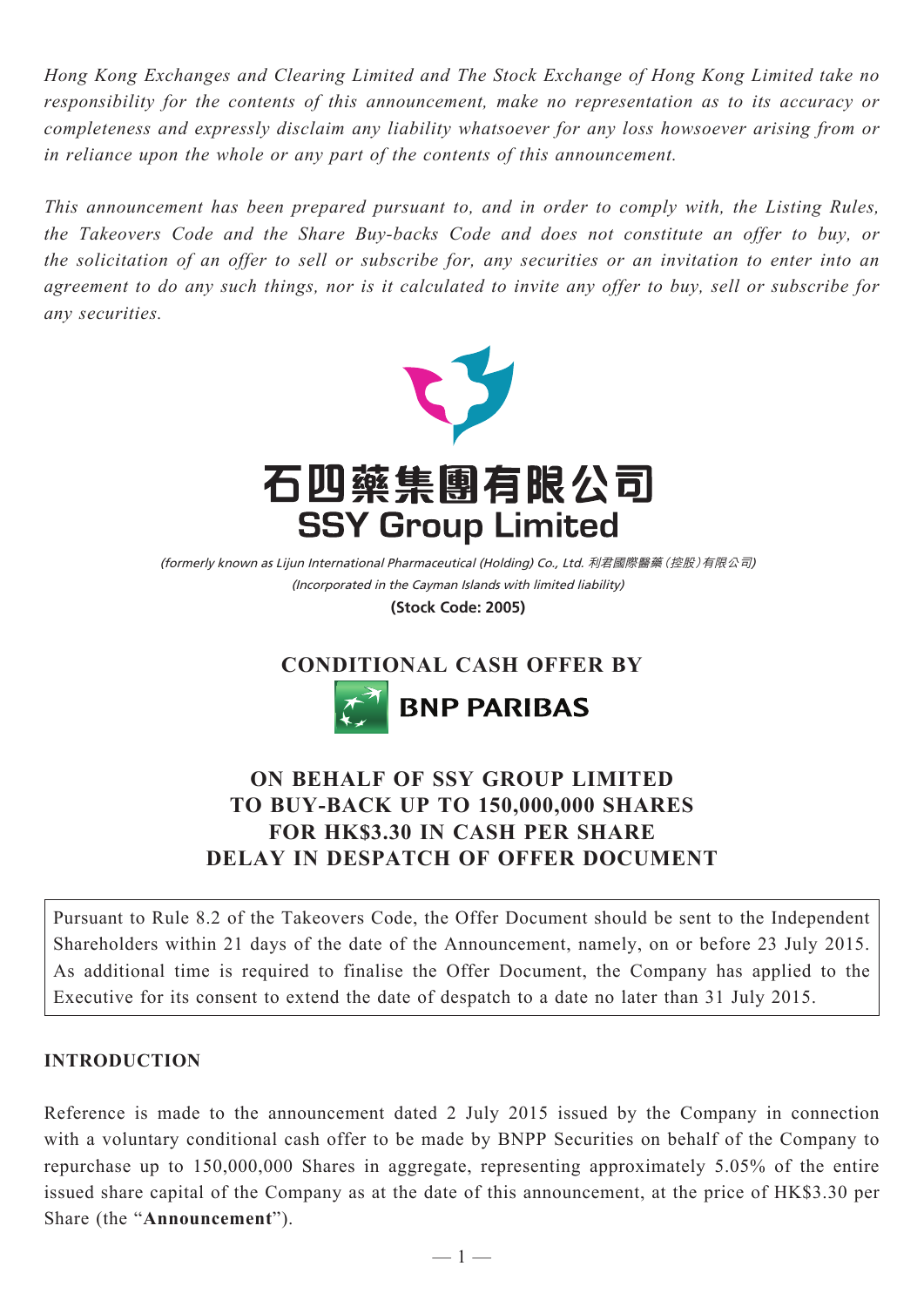*Hong Kong Exchanges and Clearing Limited and The Stock Exchange of Hong Kong Limited take no responsibility for the contents of this announcement, make no representation as to its accuracy or completeness and expressly disclaim any liability whatsoever for any loss howsoever arising from or in reliance upon the whole or any part of the contents of this announcement.*

*This announcement has been prepared pursuant to, and in order to comply with, the Listing Rules, the Takeovers Code and the Share Buy-backs Code and does not constitute an offer to buy, or the solicitation of an offer to sell or subscribe for, any securities or an invitation to enter into an agreement to do any such things, nor is it calculated to invite any offer to buy, sell or subscribe for any securities.*

# 石四藥集團有限公司
# SSY Group Limited

*(formerly known as Lijun International Pharmaceutical (Holding) Co., Ltd. 利君國際醫藥（控股）有限公司)*
*(Incorporated in the Cayman Islands with limited liability)*
**(Stock Code: 2005)**

## CONDITIONAL CASH OFFER BY BNP PARIBAS ON BEHALF OF SSY GROUP LIMITED TO BUY-BACK UP TO 150,000,000 SHARES FOR HK$3.30 IN CASH PER SHARE DELAY IN DESPATCH OF OFFER DOCUMENT

Pursuant to Rule 8.2 of the Takeovers Code, the Offer Document should be sent to the Independent Shareholders within 21 days of the date of the Announcement, namely, on or before 23 July 2015. As additional time is required to finalise the Offer Document, the Company has applied to the Executive for its consent to extend the date of despatch to a date no later than 31 July 2015.

### INTRODUCTION

Reference is made to the announcement dated 2 July 2015 issued by the Company in connection with a voluntary conditional cash offer to be made by BNPP Securities on behalf of the Company to repurchase up to 150,000,000 Shares in aggregate, representing approximately 5.05% of the entire issued share capital of the Company as at the date of this announcement, at the price of HK$3.30 per Share (the "**Announcement**").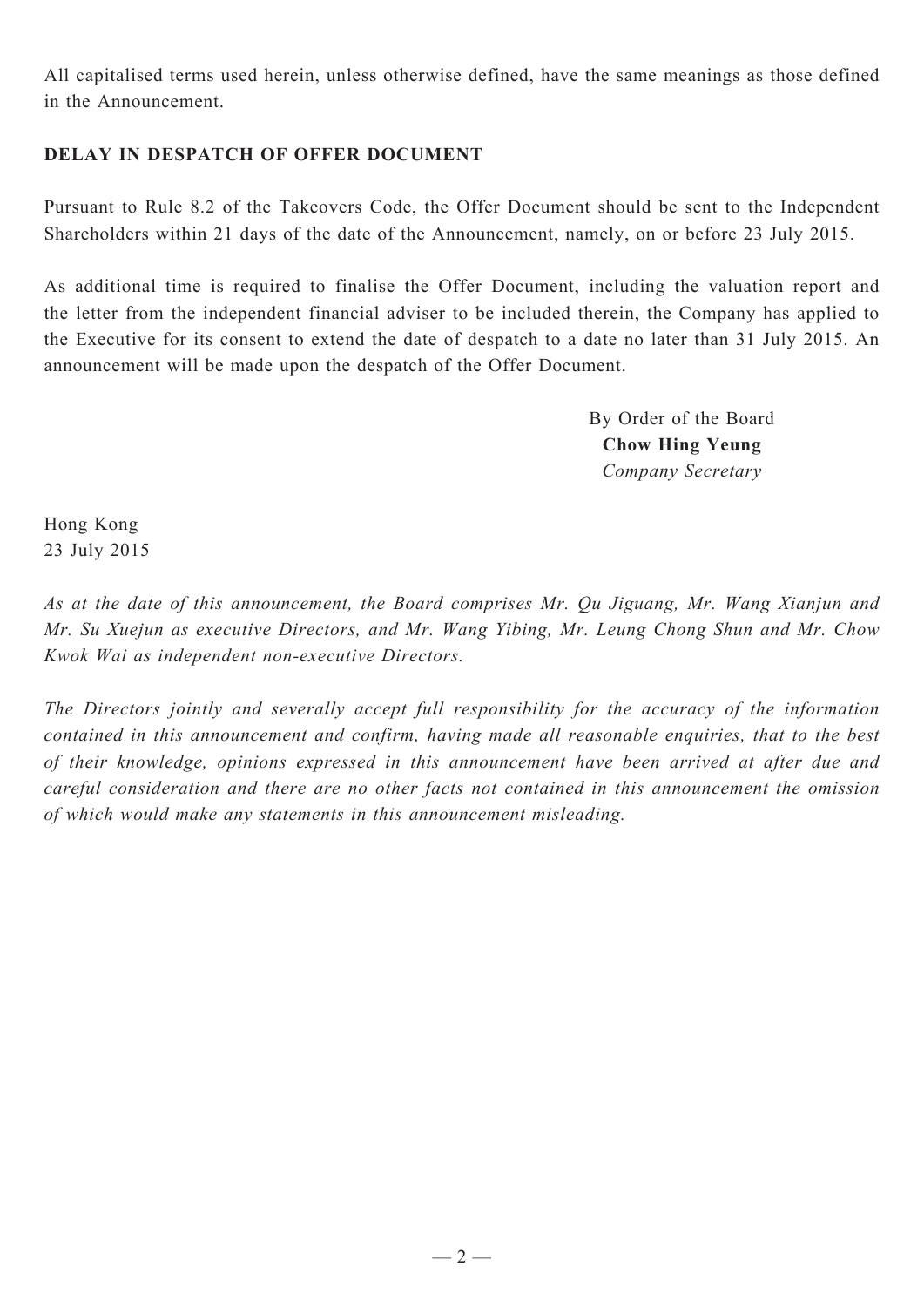All capitalised terms used herein, unless otherwise defined, have the same meanings as those defined in the Announcement.

## DELAY IN DESPATCH OF OFFER DOCUMENT

Pursuant to Rule 8.2 of the Takeovers Code, the Offer Document should be sent to the Independent Shareholders within 21 days of the date of the Announcement, namely, on or before 23 July 2015.

As additional time is required to finalise the Offer Document, including the valuation report and the letter from the independent financial adviser to be included therein, the Company has applied to the Executive for its consent to extend the date of despatch to a date no later than 31 July 2015. An announcement will be made upon the despatch of the Offer Document.

By Order of the Board
**Chow Hing Yeung**
*Company Secretary*

Hong Kong
23 July 2015

*As at the date of this announcement, the Board comprises Mr. Qu Jiguang, Mr. Wang Xianjun and Mr. Su Xuejun as executive Directors, and Mr. Wang Yibing, Mr. Leung Chong Shun and Mr. Chow Kwok Wai as independent non-executive Directors.*

*The Directors jointly and severally accept full responsibility for the accuracy of the information contained in this announcement and confirm, having made all reasonable enquiries, that to the best of their knowledge, opinions expressed in this announcement have been arrived at after due and careful consideration and there are no other facts not contained in this announcement the omission of which would make any statements in this announcement misleading.*